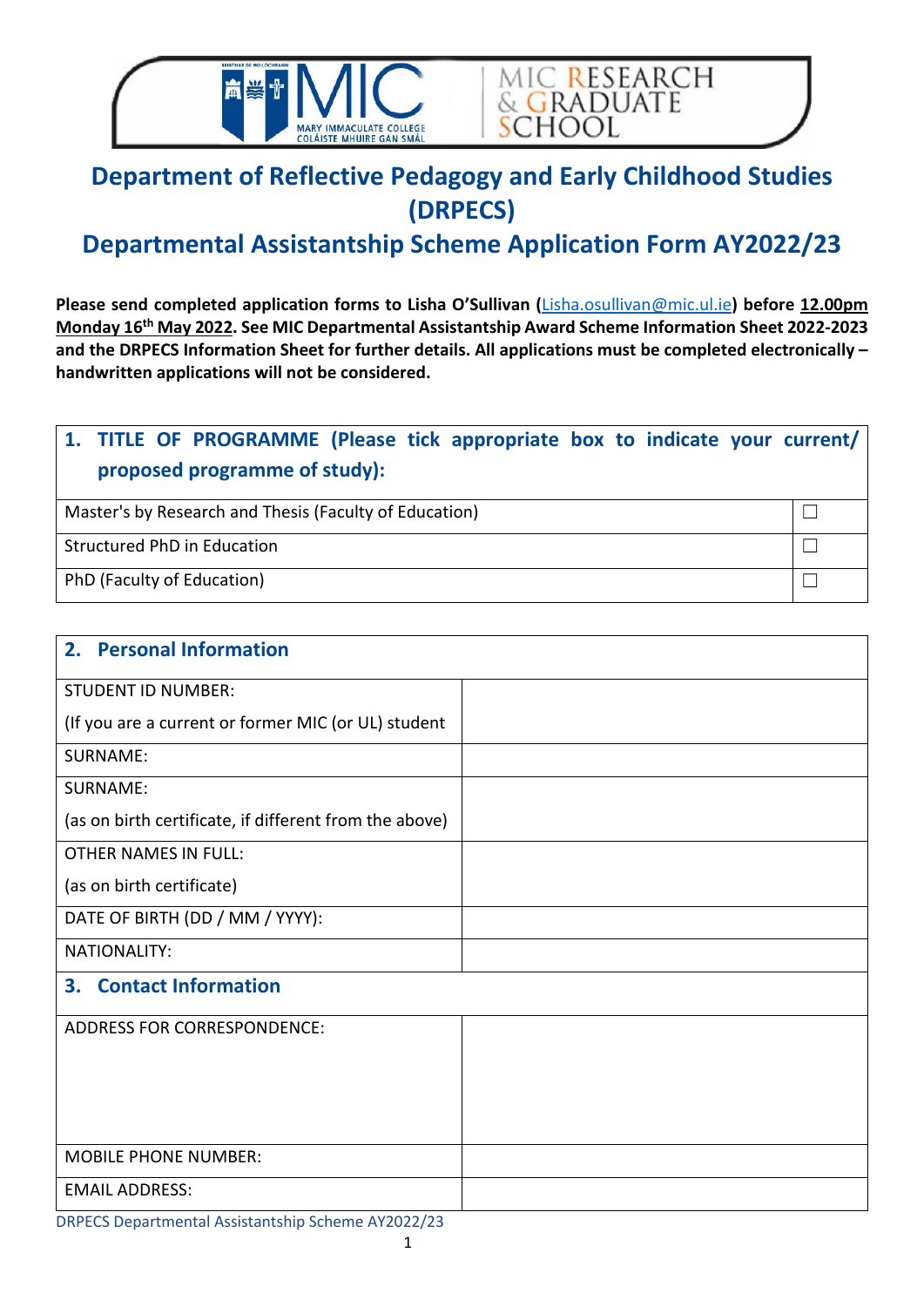# Department of Reflective Pedagogy and Early Childhood Studies (DRPECS)

## Departmental Assistantship Scheme Application Form AY2022/23

**Please send completed application forms to Lisha O'Sullivan (Lisha.osullivan@mic.ul.ie) before 12.00pm Monday 16th May 2022. See MIC Departmental Assistantship Award Scheme Information Sheet 2022-2023 and the DRPECS Information Sheet for further details. All applications must be completed electronically – handwritten applications will not be considered.**

| 1. TITLE OF PROGRAMME (Please tick appropriate box to indicate your current/ proposed programme of study): | |
|---|---|
| Master's by Research and Thesis (Faculty of Education) | ☐ |
| Structured PhD in Education | ☐ |
| PhD (Faculty of Education) | ☐ |

| 2. Personal Information | |
|---|---|
| STUDENT ID NUMBER: (If you are a current or former MIC (or UL) student | |
| SURNAME: | |
| SURNAME: (as on birth certificate, if different from the above) | |
| OTHER NAMES IN FULL: (as on birth certificate) | |
| DATE OF BIRTH (DD / MM / YYYY): | |
| NATIONALITY: | |
| **3. Contact Information** | |
| ADDRESS FOR CORRESPONDENCE: | |
| MOBILE PHONE NUMBER: | |
| EMAIL ADDRESS: | |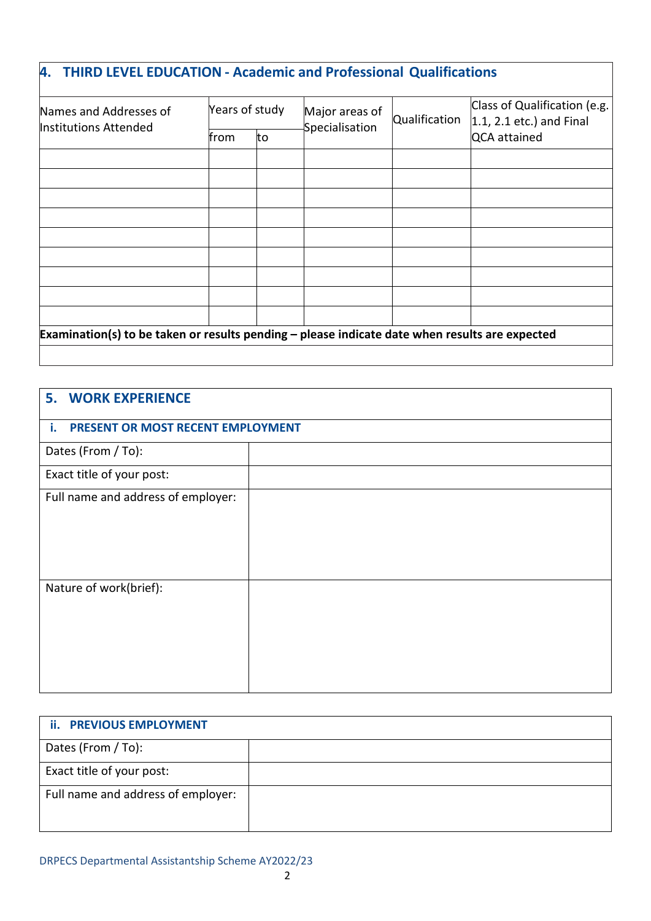## 4. THIRD LEVEL EDUCATION - Academic and Professional Qualifications

| Names and Addresses of Institutions Attended | Years of study | | Major areas of Specialisation | Qualification | Class of Qualification (e.g. 1.1, 2.1 etc.) and Final QCA attained |
|---|---|---|---|---|---|
| | from | to | | | |
| | | | | | |
| | | | | | |
| | | | | | |
| | | | | | |
| | | | | | |
| | | | | | |
| | | | | | |
| | | | | | |
| | | | | | |

**Examination(s) to be taken or results pending – please indicate date when results are expected**

## 5. WORK EXPERIENCE

### i. PRESENT OR MOST RECENT EMPLOYMENT

| | |
|---|---|
| Dates (From / To): | |
| Exact title of your post: | |
| Full name and address of employer: | |
| Nature of work(brief): | |

### ii. PREVIOUS EMPLOYMENT

| | |
|---|---|
| Dates (From / To): | |
| Exact title of your post: | |
| Full name and address of employer: | |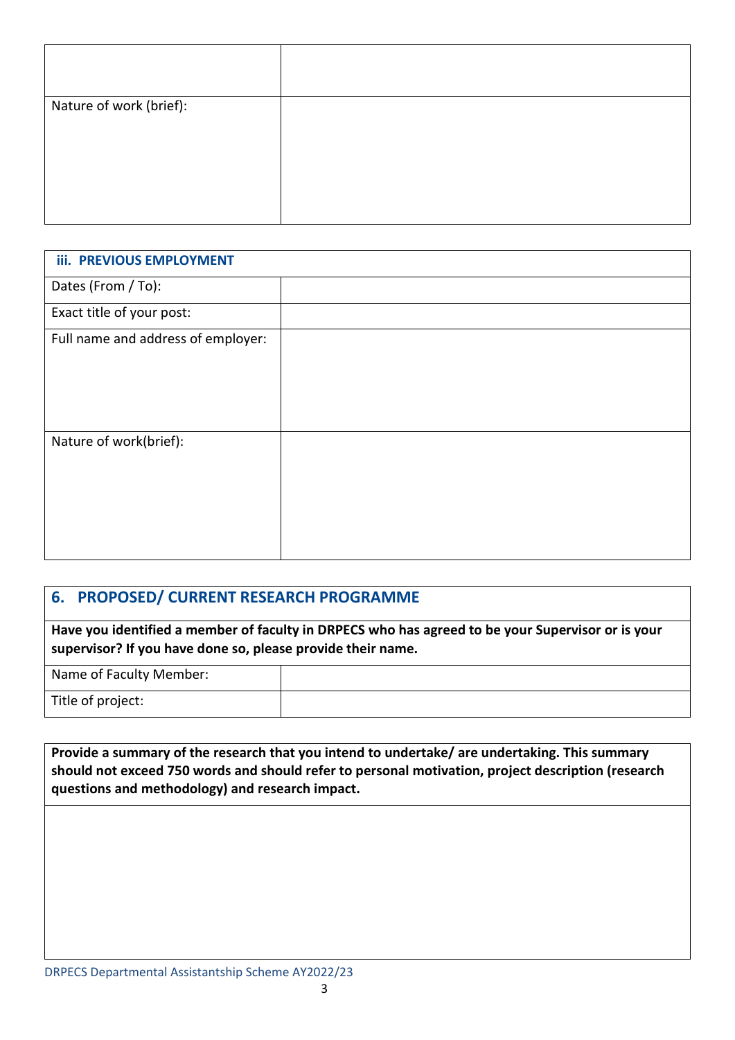| | |
|---|---|
| | |
| Nature of work (brief): | |

| iii. PREVIOUS EMPLOYMENT | |
|---|---|
| Dates (From / To): | |
| Exact title of your post: | |
| Full name and address of employer: | |
| Nature of work(brief): | |

## 6. PROPOSED/ CURRENT RESEARCH PROGRAMME

**Have you identified a member of faculty in DRPECS who has agreed to be your Supervisor or is your supervisor? If you have done so, please provide their name.**

| | |
|---|---|
| Name of Faculty Member: | |
| Title of project: | |

**Provide a summary of the research that you intend to undertake/ are undertaking. This summary should not exceed 750 words and should refer to personal motivation, project description (research questions and methodology) and research impact.**

| |
|---|
| |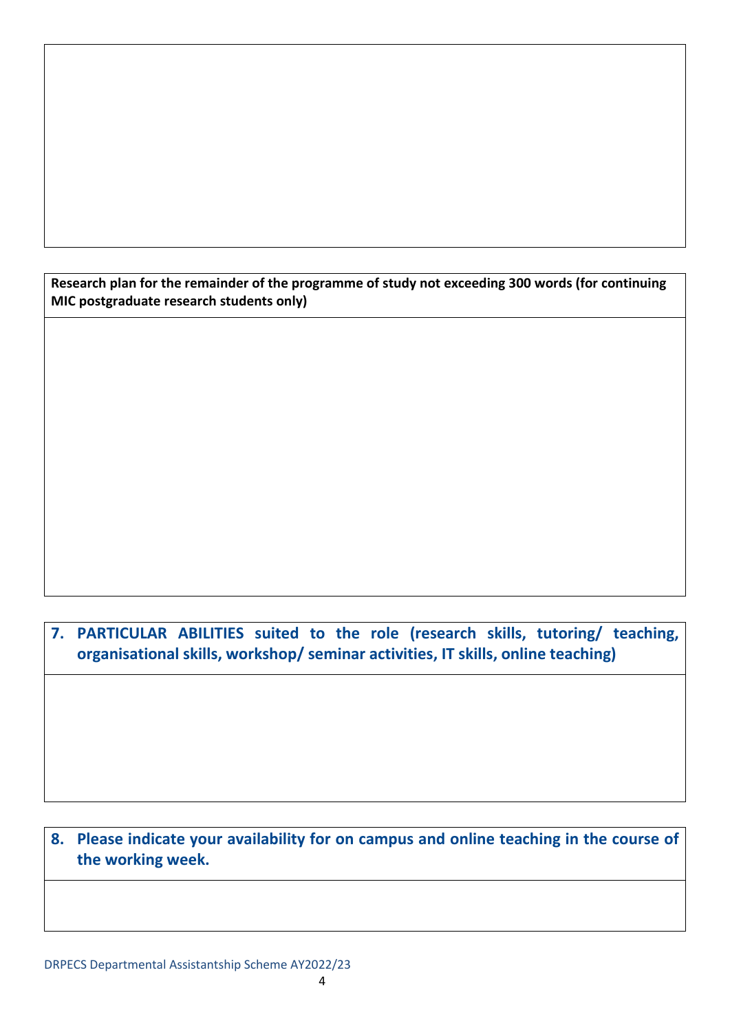**Research plan for the remainder of the programme of study not exceeding 300 words (for continuing MIC postgraduate research students only)**

## 7. PARTICULAR ABILITIES suited to the role (research skills, tutoring/ teaching, organisational skills, workshop/ seminar activities, IT skills, online teaching)

## 8. Please indicate your availability for on campus and online teaching in the course of the working week.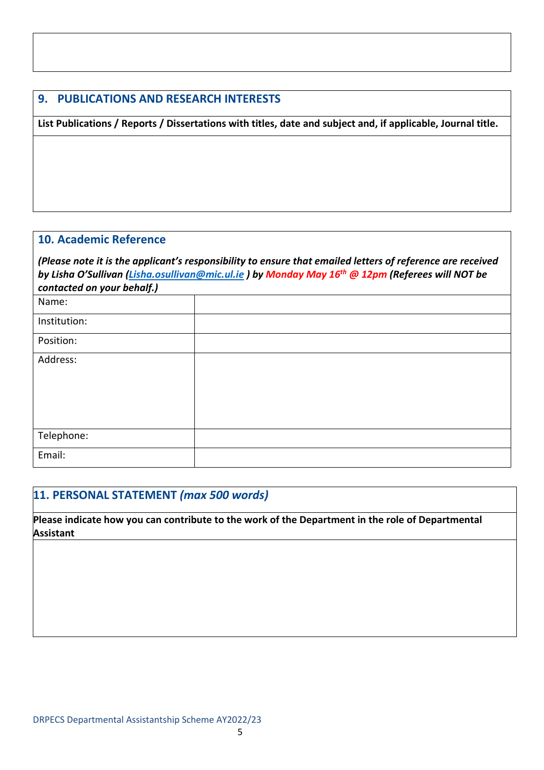## 9. PUBLICATIONS AND RESEARCH INTERESTS

**List Publications / Reports / Dissertations with titles, date and subject and, if applicable, Journal title.**

## 10. Academic Reference

***(Please note it is the applicant's responsibility to ensure that emailed letters of reference are received by Lisha O'Sullivan (Lisha.osullivan@mic.ul.ie ) by Monday May 16th @ 12pm (Referees will NOT be contacted on your behalf.)***

| | |
|---|---|
| Name: | |
| Institution: | |
| Position: | |
| Address: | |
| Telephone: | |
| Email: | |

## 11. PERSONAL STATEMENT *(max 500 words)*

**Please indicate how you can contribute to the work of the Department in the role of Departmental Assistant**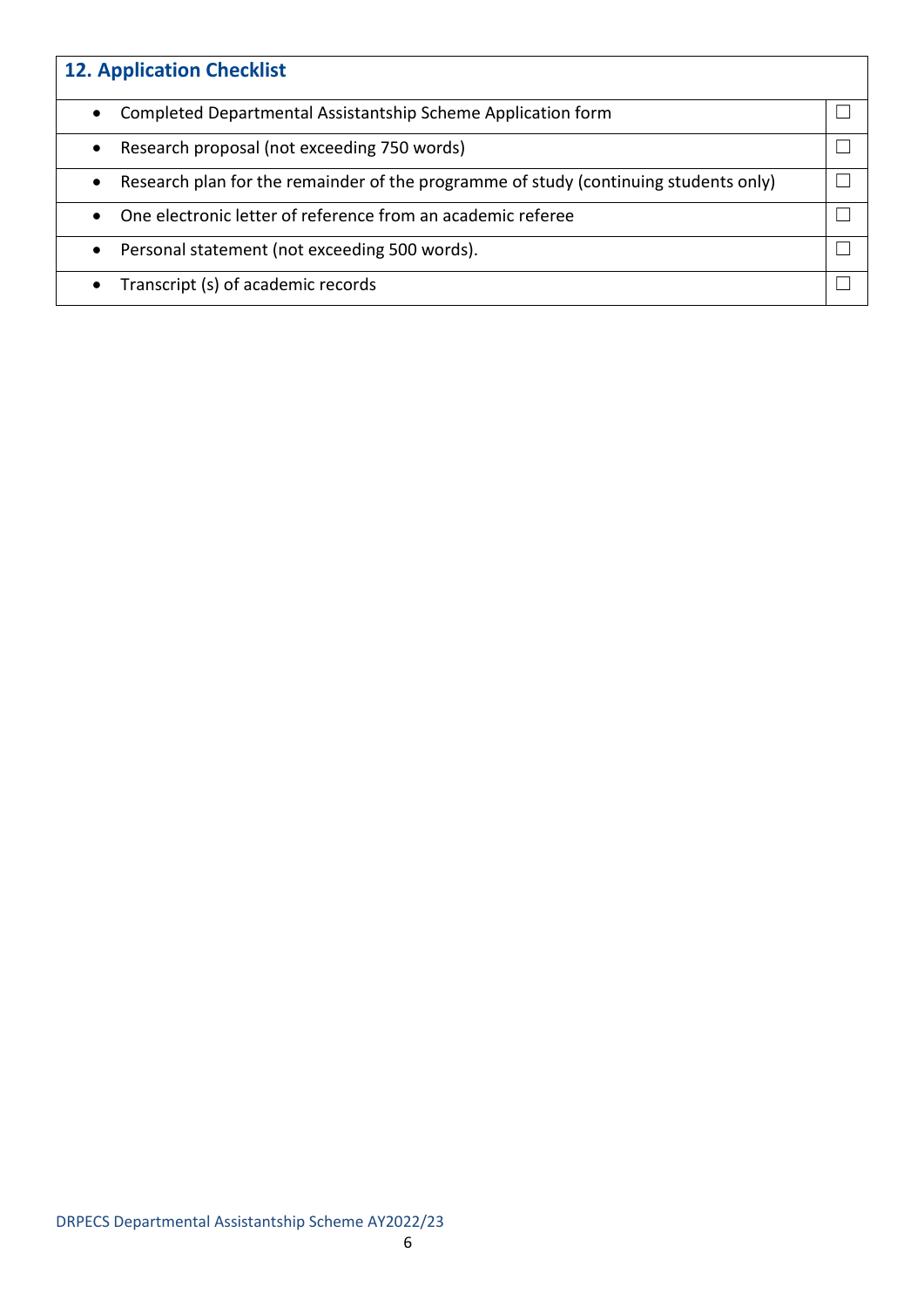## 12. Application Checklist

| | |
|---|---|
| • Completed Departmental Assistantship Scheme Application form | ☐ |
| • Research proposal (not exceeding 750 words) | ☐ |
| • Research plan for the remainder of the programme of study (continuing students only) | ☐ |
| • One electronic letter of reference from an academic referee | ☐ |
| • Personal statement (not exceeding 500 words). | ☐ |
| • Transcript (s) of academic records | ☐ |